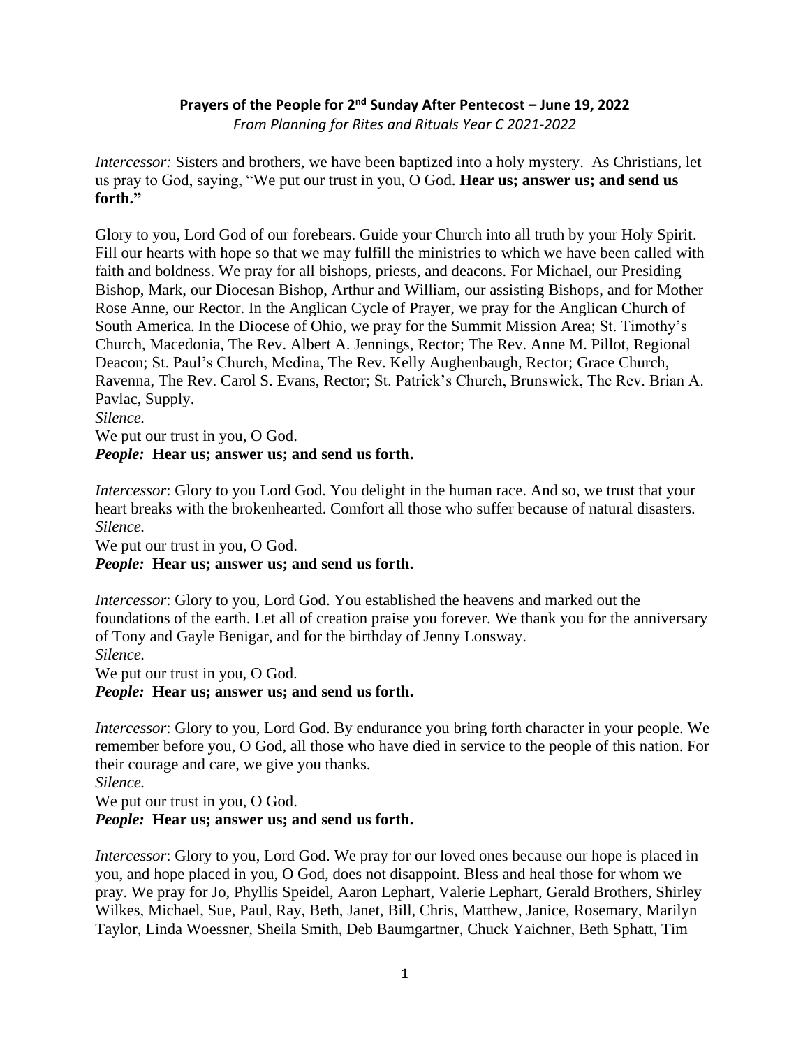**Prayers of the People for 2nd Sunday After Pentecost – June 19, 2022**

*From Planning for Rites and Rituals Year C 2021-2022*

*Intercessor:* Sisters and brothers, we have been baptized into a holy mystery. As Christians, let us pray to God, saying, "We put our trust in you, O God. **Hear us; answer us; and send us forth."**

Glory to you, Lord God of our forebears. Guide your Church into all truth by your Holy Spirit. Fill our hearts with hope so that we may fulfill the ministries to which we have been called with faith and boldness. We pray for all bishops, priests, and deacons. For Michael, our Presiding Bishop, Mark, our Diocesan Bishop, Arthur and William, our assisting Bishops, and for Mother Rose Anne, our Rector. In the Anglican Cycle of Prayer, we pray for the Anglican Church of South America. In the Diocese of Ohio, we pray for the Summit Mission Area; St. Timothy's Church, Macedonia, The Rev. Albert A. Jennings, Rector; The Rev. Anne M. Pillot, Regional Deacon; St. Paul's Church, Medina, The Rev. Kelly Aughenbaugh, Rector; Grace Church, Ravenna, The Rev. Carol S. Evans, Rector; St. Patrick's Church, Brunswick, The Rev. Brian A. Pavlac, Supply.

*Silence.*

We put our trust in you, O God.

***People:*** **Hear us; answer us; and send us forth.**

*Intercessor*: Glory to you Lord God. You delight in the human race. And so, we trust that your heart breaks with the brokenhearted. Comfort all those who suffer because of natural disasters.

*Silence.*

We put our trust in you, O God.

***People:*** **Hear us; answer us; and send us forth.**

*Intercessor*: Glory to you, Lord God. You established the heavens and marked out the foundations of the earth. Let all of creation praise you forever. We thank you for the anniversary of Tony and Gayle Benigar, and for the birthday of Jenny Lonsway.

*Silence.*

We put our trust in you, O God.

***People:*** **Hear us; answer us; and send us forth.**

*Intercessor*: Glory to you, Lord God. By endurance you bring forth character in your people. We remember before you, O God, all those who have died in service to the people of this nation. For their courage and care, we give you thanks.

*Silence.*

We put our trust in you, O God.

***People:*** **Hear us; answer us; and send us forth.**

*Intercessor*: Glory to you, Lord God. We pray for our loved ones because our hope is placed in you, and hope placed in you, O God, does not disappoint. Bless and heal those for whom we pray. We pray for Jo, Phyllis Speidel, Aaron Lephart, Valerie Lephart, Gerald Brothers, Shirley Wilkes, Michael, Sue, Paul, Ray, Beth, Janet, Bill, Chris, Matthew, Janice, Rosemary, Marilyn Taylor, Linda Woessner, Sheila Smith, Deb Baumgartner, Chuck Yaichner, Beth Sphatt, Tim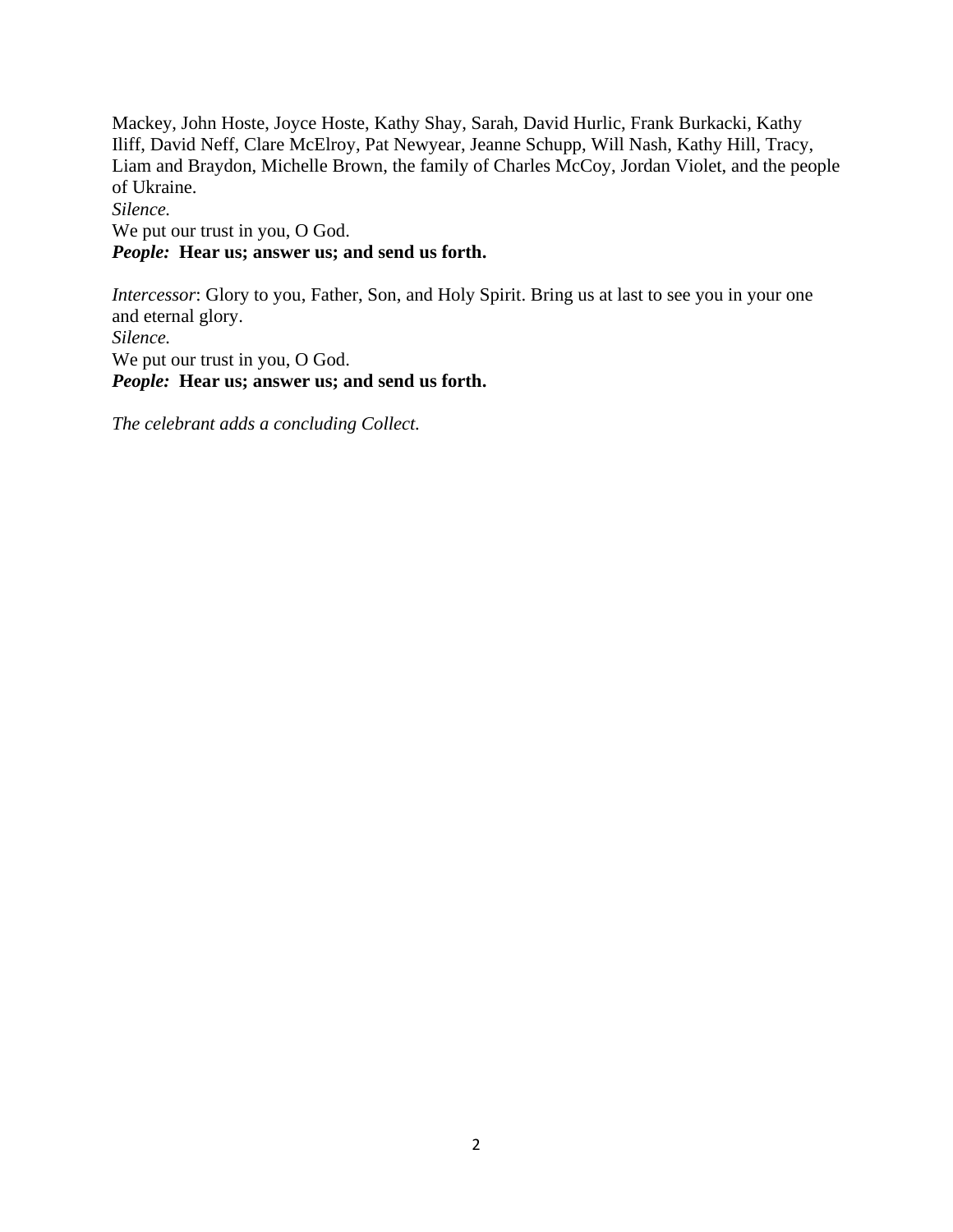Mackey, John Hoste, Joyce Hoste, Kathy Shay, Sarah, David Hurlic, Frank Burkacki, Kathy Iliff, David Neff, Clare McElroy, Pat Newyear, Jeanne Schupp, Will Nash, Kathy Hill, Tracy, Liam and Braydon, Michelle Brown, the family of Charles McCoy, Jordan Violet, and the people of Ukraine.
*Silence.*
We put our trust in you, O God.
***People:*** **Hear us; answer us; and send us forth.**

*Intercessor*: Glory to you, Father, Son, and Holy Spirit. Bring us at last to see you in your one and eternal glory.
*Silence.*
We put our trust in you, O God.
***People:*** **Hear us; answer us; and send us forth.**

*The celebrant adds a concluding Collect.*